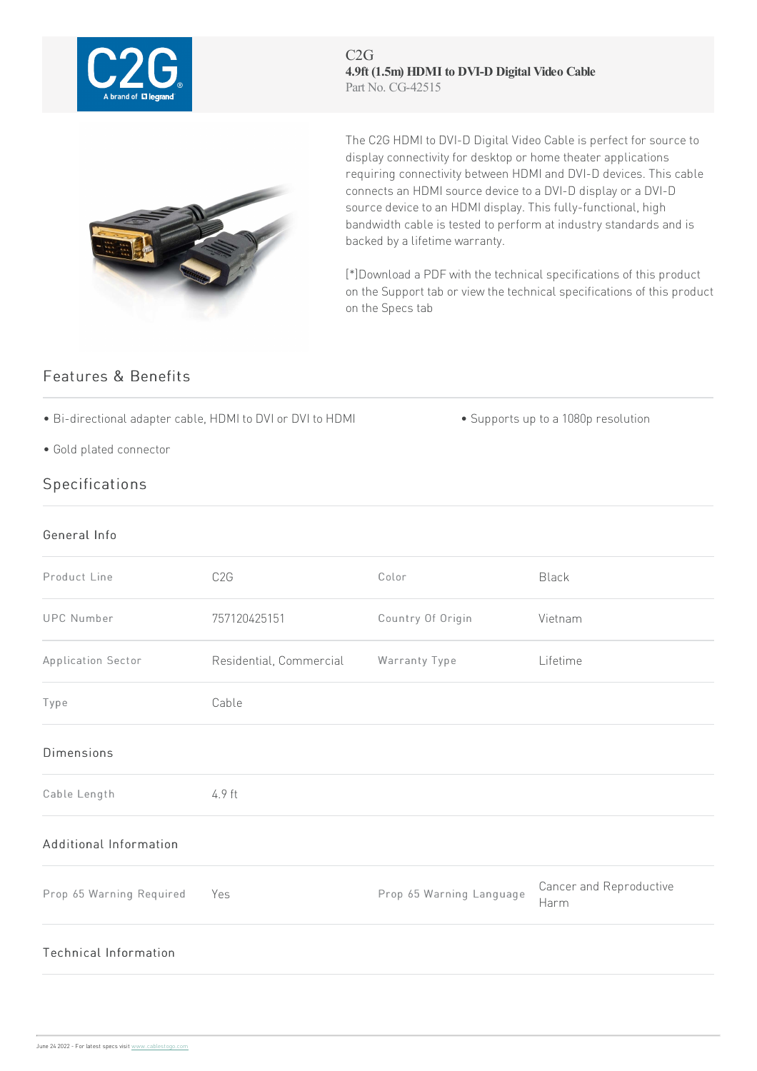C2G

**4.9ft (1.5m) HDMI to DVI-D Digital Video Cable**

Part No. CG-42515

The C2G HDMI to DVI-D Digital Video Cable is perfect for source to display connectivity for desktop or home theater applications requiring connectivity between HDMI and DVI-D devices. This cable connects an HDMI source device to a DVI-D display or a DVI-D source device to an HDMI display. This fully-functional, high bandwidth cable is tested to perform at industry standards and is backed by a lifetime warranty.

[*]Download a PDF with the technical specifications of this product on the Support tab or view the technical specifications of this product on the Specs tab

## Features & Benefits

- Bi-directional adapter cable, HDMI to DVI or DVI to HDMI
- Supports up to a 1080p resolution
- Gold plated connector

## Specifications

### General Info

| | | | |
|---|---|---|---|
| Product Line | C2G | Color | Black |
| UPC Number | 757120425151 | Country Of Origin | Vietnam |
| Application Sector | Residential, Commercial | Warranty Type | Lifetime |
| Type | Cable | | |

### Dimensions

| | |
|---|---|
| Cable Length | 4.9 ft |

### Additional Information

| | | | |
|---|---|---|---|
| Prop 65 Warning Required | Yes | Prop 65 Warning Language | Cancer and Reproductive Harm |

### Technical Information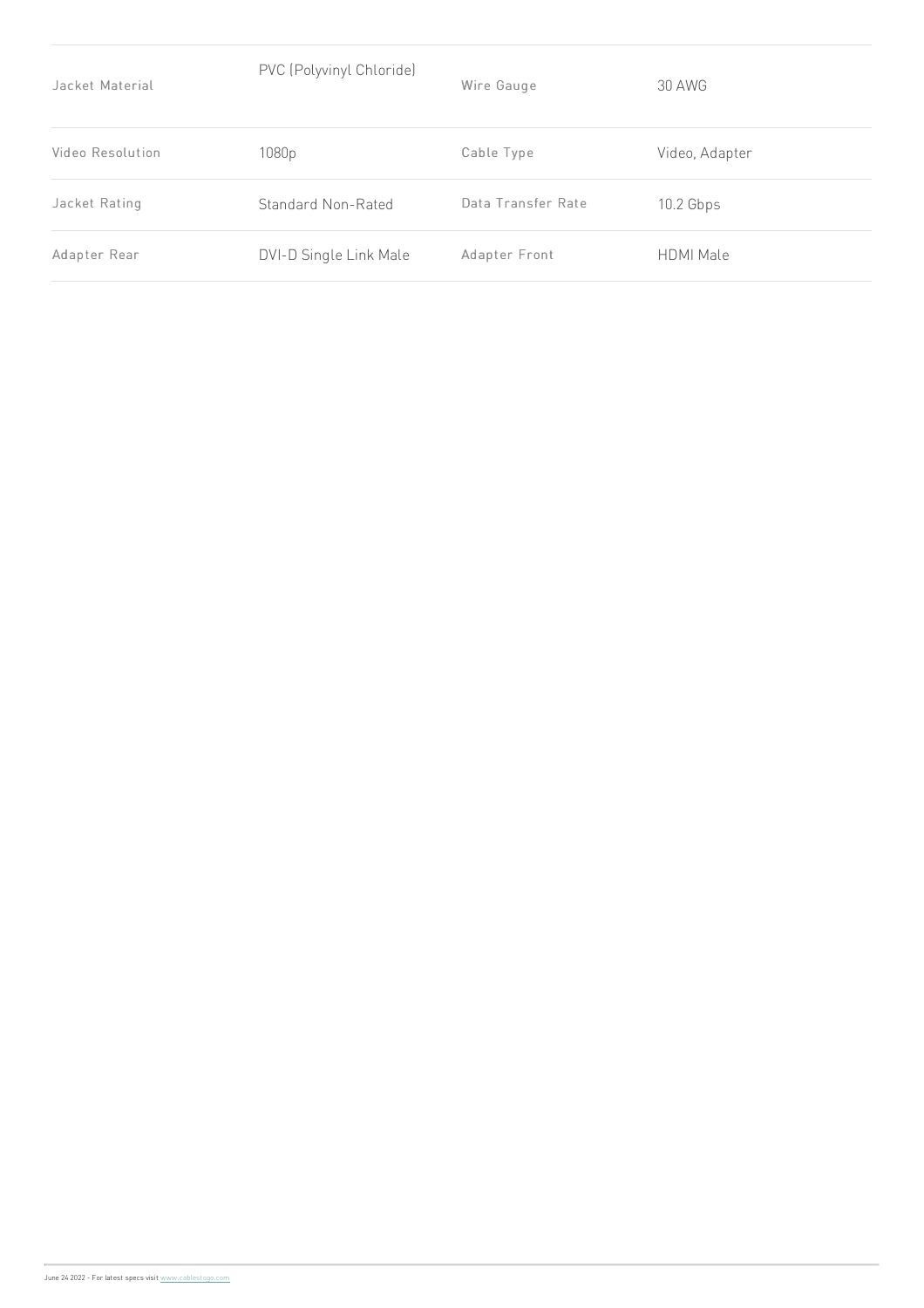| | | | |
|---|---|---|---|
| Jacket Material | PVC (Polyvinyl Chloride) | Wire Gauge | 30 AWG |
| Video Resolution | 1080p | Cable Type | Video, Adapter |
| Jacket Rating | Standard Non-Rated | Data Transfer Rate | 10.2 Gbps |
| Adapter Rear | DVI-D Single Link Male | Adapter Front | HDMI Male |

June 24 2022 - For latest specs visit www.cablestogo.com